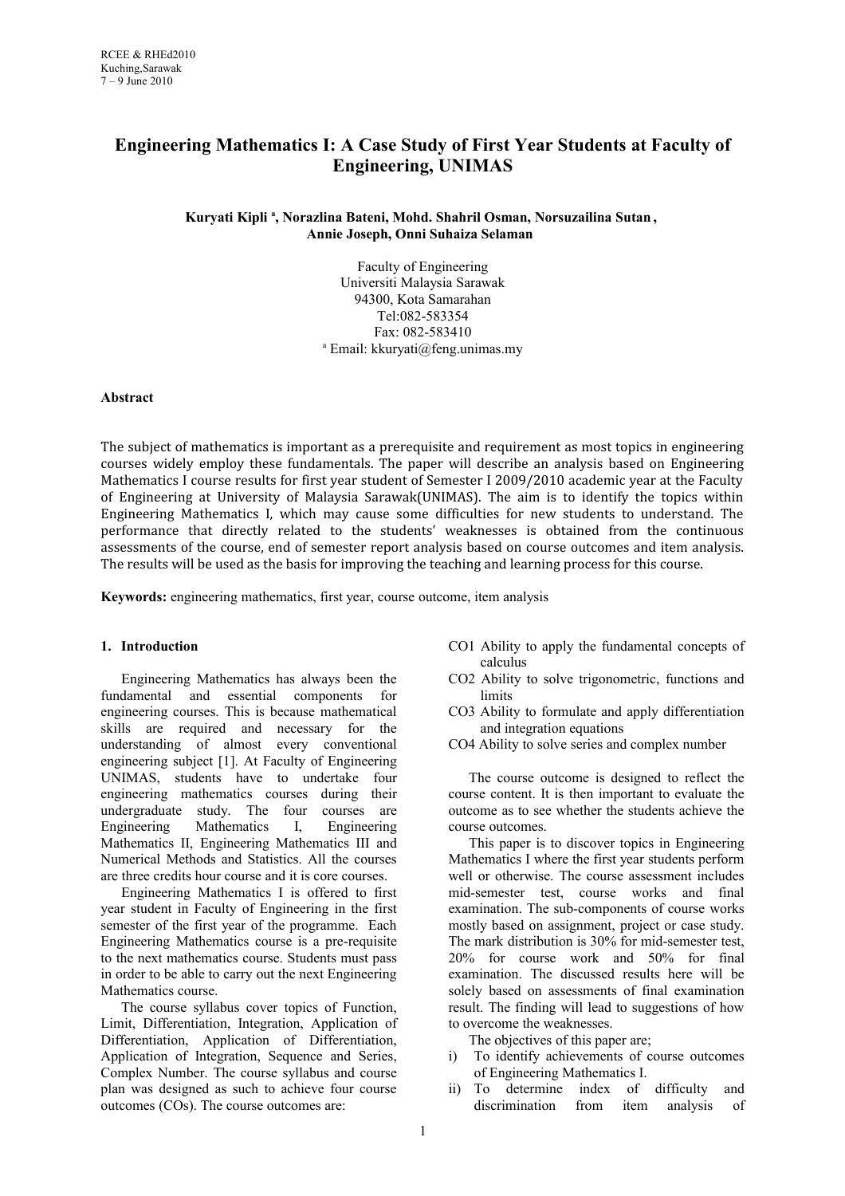# Engineering Mathematics I: A Case Study of First Year Students at Faculty of Engineering, UNIMAS

**Kuryati Kipli [a], Norazlina Bateni, Mohd. Shahril Osman, Norsuzailina Sutan , Annie Joseph, Onni Suhaiza Selaman**

Faculty of Engineering
Universiti Malaysia Sarawak
94300, Kota Samarahan
Tel:082-583354
Fax: 082-583410
[a] Email: kkuryati@feng.unimas.my

**Abstract**

The subject of mathematics is important as a prerequisite and requirement as most topics in engineering courses widely employ these fundamentals. The paper will describe an analysis based on Engineering Mathematics I course results for first year student of Semester I 2009/2010 academic year at the Faculty of Engineering at University of Malaysia Sarawak(UNIMAS). The aim is to identify the topics within Engineering Mathematics I, which may cause some difficulties for new students to understand. The performance that directly related to the students' weaknesses is obtained from the continuous assessments of the course, end of semester report analysis based on course outcomes and item analysis. The results will be used as the basis for improving the teaching and learning process for this course.

**Keywords:** engineering mathematics, first year, course outcome, item analysis

## 1. Introduction

Engineering Mathematics has always been the fundamental and essential components for engineering courses. This is because mathematical skills are required and necessary for the understanding of almost every conventional engineering subject [1]. At Faculty of Engineering UNIMAS, students have to undertake four engineering mathematics courses during their undergraduate study. The four courses are Engineering Mathematics I, Engineering Mathematics II, Engineering Mathematics III and Numerical Methods and Statistics. All the courses are three credits hour course and it is core courses.

Engineering Mathematics I is offered to first year student in Faculty of Engineering in the first semester of the first year of the programme. Each Engineering Mathematics course is a pre-requisite to the next mathematics course. Students must pass in order to be able to carry out the next Engineering Mathematics course.

The course syllabus cover topics of Function, Limit, Differentiation, Integration, Application of Differentiation, Application of Differentiation, Application of Integration, Sequence and Series, Complex Number. The course syllabus and course plan was designed as such to achieve four course outcomes (COs). The course outcomes are:

- CO1 Ability to apply the fundamental concepts of calculus
- CO2 Ability to solve trigonometric, functions and limits
- CO3 Ability to formulate and apply differentiation and integration equations
- CO4 Ability to solve series and complex number

The course outcome is designed to reflect the course content. It is then important to evaluate the outcome as to see whether the students achieve the course outcomes.

This paper is to discover topics in Engineering Mathematics I where the first year students perform well or otherwise. The course assessment includes mid-semester test, course works and final examination. The sub-components of course works mostly based on assignment, project or case study. The mark distribution is 30% for mid-semester test, 20% for course work and 50% for final examination. The discussed results here will be solely based on assessments of final examination result. The finding will lead to suggestions of how to overcome the weaknesses.

The objectives of this paper are;

i) To identify achievements of course outcomes of Engineering Mathematics I.
ii) To determine index of difficulty and discrimination from item analysis of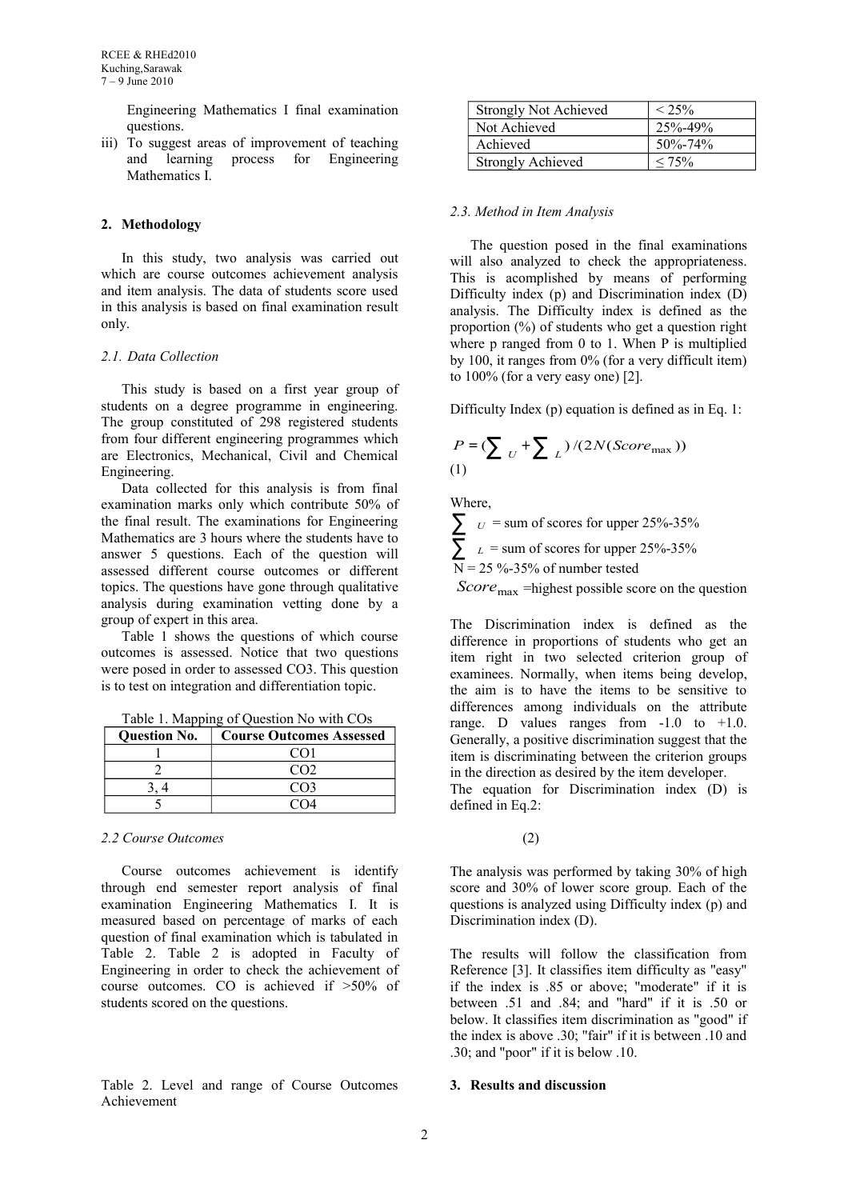Engineering Mathematics I final examination questions.

iii) To suggest areas of improvement of teaching and learning process for Engineering Mathematics I.

## 2. Methodology

In this study, two analysis was carried out which are course outcomes achievement analysis and item analysis. The data of students score used in this analysis is based on final examination result only.

### *2.1. Data Collection*

This study is based on a first year group of students on a degree programme in engineering. The group constituted of 298 registered students from four different engineering programmes which are Electronics, Mechanical, Civil and Chemical Engineering.

Data collected for this analysis is from final examination marks only which contribute 50% of the final result. The examinations for Engineering Mathematics are 3 hours where the students have to answer 5 questions. Each of the question will assessed different course outcomes or different topics. The questions have gone through qualitative analysis during examination vetting done by a group of expert in this area.

Table 1 shows the questions of which course outcomes is assessed. Notice that two questions were posed in order to assessed CO3. This question is to test on integration and differentiation topic.

Table 1. Mapping of Question No with COs

| Question No. | Course Outcomes Assessed |
|---|---|
| 1 | CO1 |
| 2 | CO2 |
| 3, 4 | CO3 |
| 5 | CO4 |

### *2.2 Course Outcomes*

Course outcomes achievement is identify through end semester report analysis of final examination Engineering Mathematics I. It is measured based on percentage of marks of each question of final examination which is tabulated in Table 2. Table 2 is adopted in Faculty of Engineering in order to check the achievement of course outcomes. CO is achieved if >50% of students scored on the questions.

Table 2. Level and range of Course Outcomes Achievement

| | |
|---|---|
| Strongly Not Achieved | < 25% |
| Not Achieved | 25%-49% |
| Achieved | 50%-74% |
| Strongly Achieved | ≤ 75% |

### *2.3. Method in Item Analysis*

The question posed in the final examinations will also analyzed to check the appropriateness. This is acomplished by means of performing Difficulty index (p) and Discrimination index (D) analysis. The Difficulty index is defined as the proportion (%) of students who get a question right where p ranged from 0 to 1. When P is multiplied by 100, it ranges from 0% (for a very difficult item) to 100% (for a very easy one) [2].

Difficulty Index (p) equation is defined as in Eq. 1:

$$P = (\sum_U + \sum_L)/(2N(Score_{\max})) \quad (1)$$

Where,

$\sum_U$ = sum of scores for upper 25%-35%

$\sum_L$ = sum of scores for upper 25%-35%

N = 25 %-35% of number tested

$Score_{\max}$ =highest possible score on the question

The Discrimination index is defined as the difference in proportions of students who get an item right in two selected criterion group of examinees. Normally, when items being develop, the aim is to have the items to be sensitive to differences among individuals on the attribute range. D values ranges from -1.0 to +1.0. Generally, a positive discrimination suggest that the item is discriminating between the criterion groups in the direction as desired by the item developer.

The equation for Discrimination index (D) is defined in Eq.2:

(2)

The analysis was performed by taking 30% of high score and 30% of lower score group. Each of the questions is analyzed using Difficulty index (p) and Discrimination index (D).

The results will follow the classification from Reference [3]. It classifies item difficulty as "easy" if the index is .85 or above; "moderate" if it is between .51 and .84; and "hard" if it is .50 or below. It classifies item discrimination as "good" if the index is above .30; "fair" if it is between .10 and .30; and "poor" if it is below .10.

## 3. Results and discussion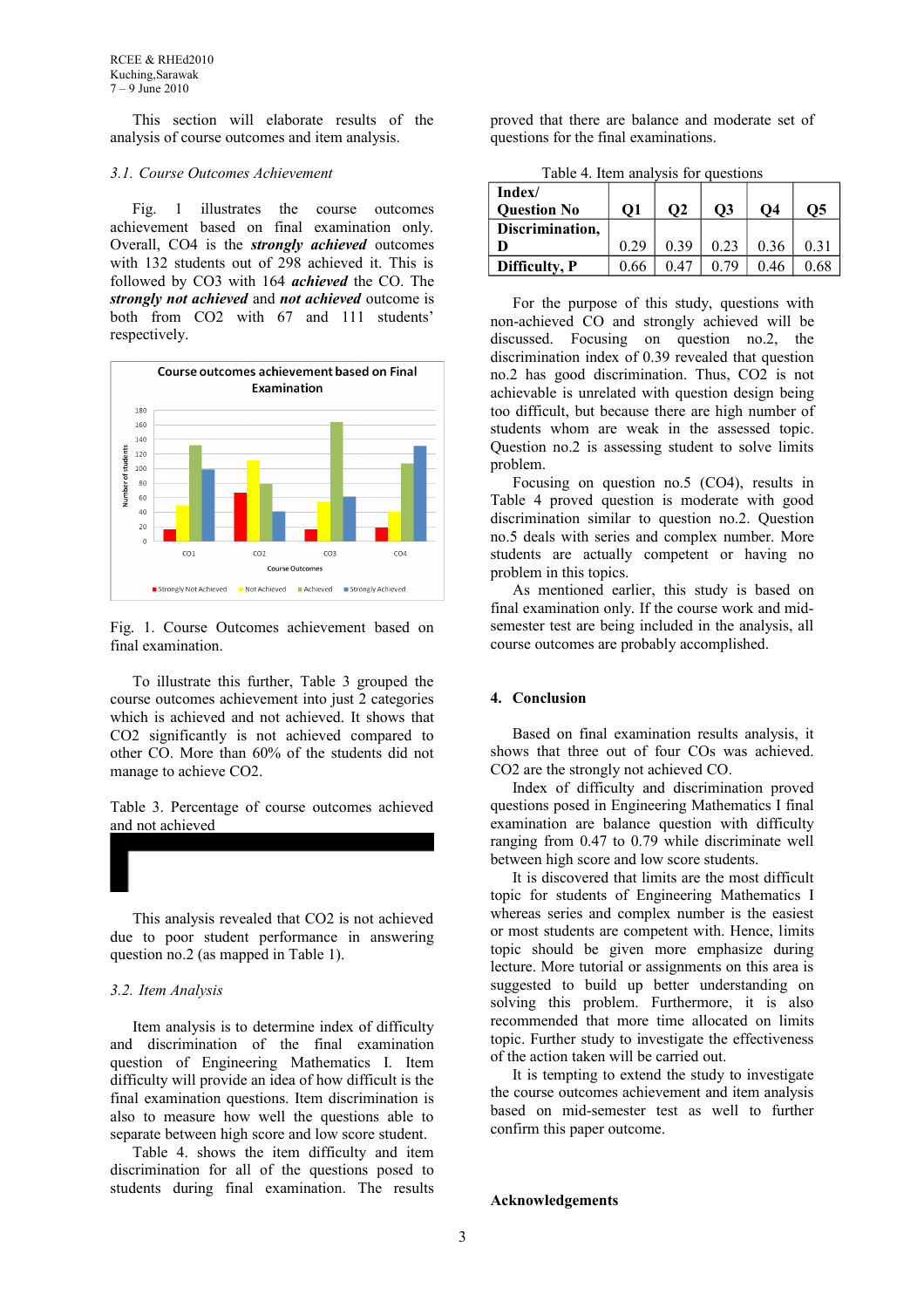This section will elaborate results of the analysis of course outcomes and item analysis.

### *3.1. Course Outcomes Achievement*

Fig. 1 illustrates the course outcomes achievement based on final examination only. Overall, CO4 is the ***strongly achieved*** outcomes with 132 students out of 298 achieved it. This is followed by CO3 with 164 ***achieved*** the CO. The ***strongly not achieved*** and ***not achieved*** outcome is both from CO2 with 67 and 111 students' respectively.

Fig. 1. Course Outcomes achievement based on final examination.

To illustrate this further, Table 3 grouped the course outcomes achievement into just 2 categories which is achieved and not achieved. It shows that CO2 significantly is not achieved compared to other CO. More than 60% of the students did not manage to achieve CO2.

Table 3. Percentage of course outcomes achieved and not achieved

This analysis revealed that CO2 is not achieved due to poor student performance in answering question no.2 (as mapped in Table 1).

### *3.2. Item Analysis*

Item analysis is to determine index of difficulty and discrimination of the final examination question of Engineering Mathematics I. Item difficulty will provide an idea of how difficult is the final examination questions. Item discrimination is also to measure how well the questions able to separate between high score and low score student.

Table 4. shows the item difficulty and item discrimination for all of the questions posed to students during final examination. The results proved that there are balance and moderate set of questions for the final examinations.

Table 4. Item analysis for questions

| Index/ Question No | Q1 | Q2 | Q3 | Q4 | Q5 |
|---|---|---|---|---|---|
| **Discrimination, D** | 0.29 | 0.39 | 0.23 | 0.36 | 0.31 |
| **Difficulty, P** | 0.66 | 0.47 | 0.79 | 0.46 | 0.68 |

For the purpose of this study, questions with non-achieved CO and strongly achieved will be discussed. Focusing on question no.2, the discrimination index of 0.39 revealed that question no.2 has good discrimination. Thus, CO2 is not achievable is unrelated with question design being too difficult, but because there are high number of students whom are weak in the assessed topic. Question no.2 is assessing student to solve limits problem.

Focusing on question no.5 (CO4), results in Table 4 proved question is moderate with good discrimination similar to question no.2. Question no.5 deals with series and complex number. More students are actually competent or having no problem in this topics.

As mentioned earlier, this study is based on final examination only. If the course work and mid-semester test are being included in the analysis, all course outcomes are probably accomplished.

## 4. Conclusion

Based on final examination results analysis, it shows that three out of four COs was achieved. CO2 are the strongly not achieved CO.

Index of difficulty and discrimination proved questions posed in Engineering Mathematics I final examination are balance question with difficulty ranging from 0.47 to 0.79 while discriminate well between high score and low score students.

It is discovered that limits are the most difficult topic for students of Engineering Mathematics I whereas series and complex number is the easiest or most students are competent with. Hence, limits topic should be given more emphasize during lecture. More tutorial or assignments on this area is suggested to build up better understanding on solving this problem. Furthermore, it is also recommended that more time allocated on limits topic. Further study to investigate the effectiveness of the action taken will be carried out.

It is tempting to extend the study to investigate the course outcomes achievement and item analysis based on mid-semester test as well to further confirm this paper outcome.

## Acknowledgements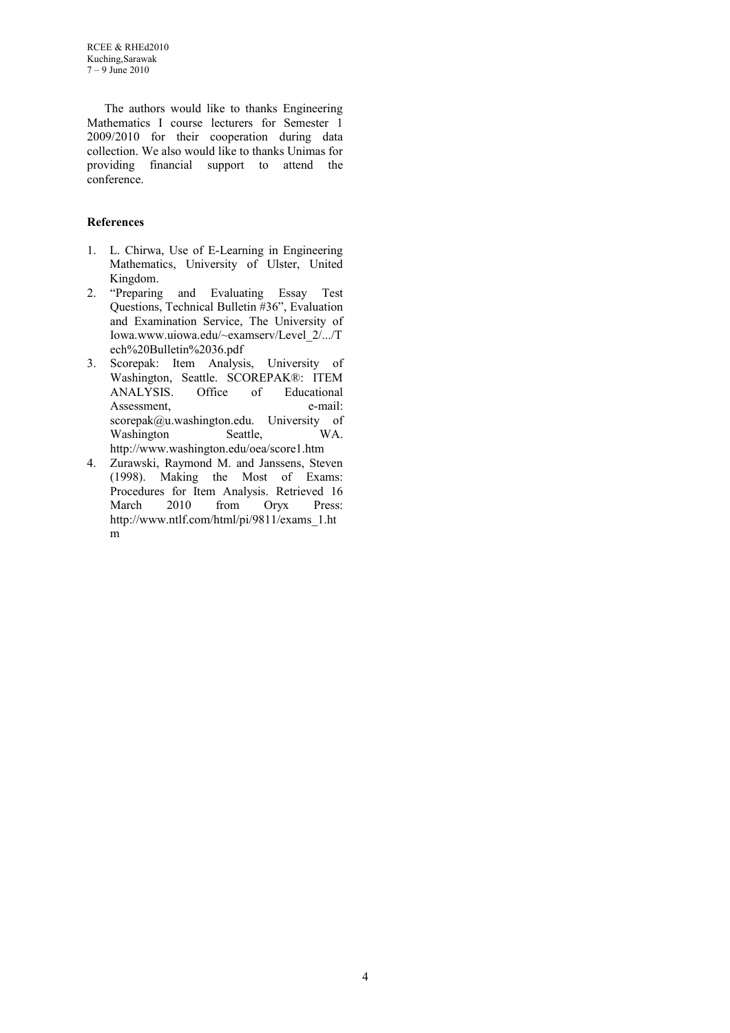The authors would like to thanks Engineering Mathematics I course lecturers for Semester 1 2009/2010 for their cooperation during data collection. We also would like to thanks Unimas for providing financial support to attend the conference.

**References**

1. L. Chirwa, Use of E-Learning in Engineering Mathematics, University of Ulster, United Kingdom.
2. "Preparing and Evaluating Essay Test Questions, Technical Bulletin #36", Evaluation and Examination Service, The University of Iowa.www.uiowa.edu/~examserv/Level_2/.../Tech%20Bulletin%2036.pdf
3. Scorepak: Item Analysis, University of Washington, Seattle. SCOREPAK®: ITEM ANALYSIS. Office of Educational Assessment, e-mail: scorepak@u.washington.edu. University of Washington Seattle, WA. http://www.washington.edu/oea/score1.htm
4. Zurawski, Raymond M. and Janssens, Steven (1998). Making the Most of Exams: Procedures for Item Analysis. Retrieved 16 March 2010 from Oryx Press: http://www.ntlf.com/html/pi/9811/exams_1.htm